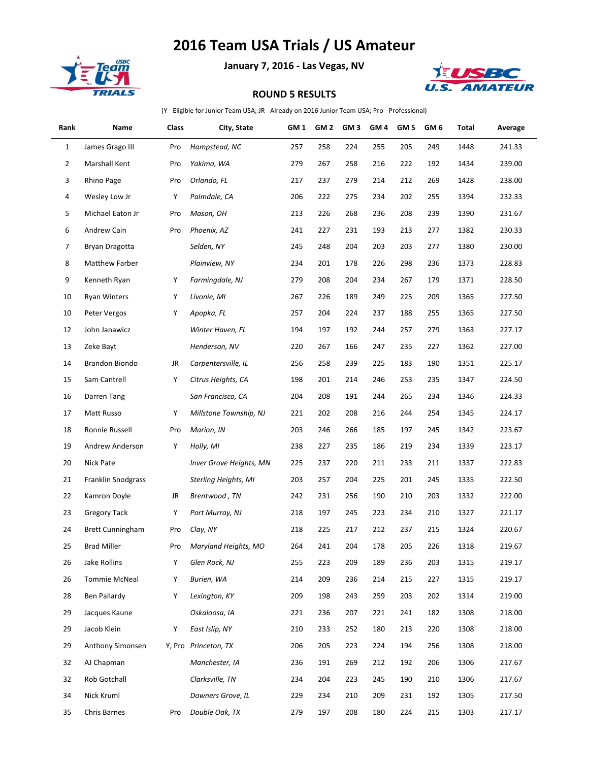# 2016 Team USA Trials / US Amateur

**January 7, 2016 - Las Vegas, NV**

**ROUND 5 RESULTS**

(Y - Eligible for Junior Team USA; JR - Already on 2016 Junior Team USA; Pro - Professional)

| Rank | Name | Class | City, State | GM 1 | GM 2 | GM 3 | GM 4 | GM 5 | GM 6 | Total | Average |
|---|---|---|---|---|---|---|---|---|---|---|---|
| 1 | James Grago III | Pro | *Hampstead, NC* | 257 | 258 | 224 | 255 | 205 | 249 | 1448 | 241.33 |
| 2 | Marshall Kent | Pro | *Yakima, WA* | 279 | 267 | 258 | 216 | 222 | 192 | 1434 | 239.00 |
| 3 | Rhino Page | Pro | *Orlando, FL* | 217 | 237 | 279 | 214 | 212 | 269 | 1428 | 238.00 |
| 4 | Wesley Low Jr | Y | *Palmdale, CA* | 206 | 222 | 275 | 234 | 202 | 255 | 1394 | 232.33 |
| 5 | Michael Eaton Jr | Pro | *Mason, OH* | 213 | 226 | 268 | 236 | 208 | 239 | 1390 | 231.67 |
| 6 | Andrew Cain | Pro | *Phoenix, AZ* | 241 | 227 | 231 | 193 | 213 | 277 | 1382 | 230.33 |
| 7 | Bryan Dragotta | | *Selden, NY* | 245 | 248 | 204 | 203 | 203 | 277 | 1380 | 230.00 |
| 8 | Matthew Farber | | *Plainview, NY* | 234 | 201 | 178 | 226 | 298 | 236 | 1373 | 228.83 |
| 9 | Kenneth Ryan | Y | *Farmingdale, NJ* | 279 | 208 | 204 | 234 | 267 | 179 | 1371 | 228.50 |
| 10 | Ryan Winters | Y | *Livonie, MI* | 267 | 226 | 189 | 249 | 225 | 209 | 1365 | 227.50 |
| 10 | Peter Vergos | Y | *Apopka, FL* | 257 | 204 | 224 | 237 | 188 | 255 | 1365 | 227.50 |
| 12 | John Janawicz | | *Winter Haven, FL* | 194 | 197 | 192 | 244 | 257 | 279 | 1363 | 227.17 |
| 13 | Zeke Bayt | | *Henderson, NV* | 220 | 267 | 166 | 247 | 235 | 227 | 1362 | 227.00 |
| 14 | Brandon Biondo | JR | *Carpentersville, IL* | 256 | 258 | 239 | 225 | 183 | 190 | 1351 | 225.17 |
| 15 | Sam Cantrell | Y | *Citrus Heights, CA* | 198 | 201 | 214 | 246 | 253 | 235 | 1347 | 224.50 |
| 16 | Darren Tang | | *San Francisco, CA* | 204 | 208 | 191 | 244 | 265 | 234 | 1346 | 224.33 |
| 17 | Matt Russo | Y | *Millstone Township, NJ* | 221 | 202 | 208 | 216 | 244 | 254 | 1345 | 224.17 |
| 18 | Ronnie Russell | Pro | *Marion, IN* | 203 | 246 | 266 | 185 | 197 | 245 | 1342 | 223.67 |
| 19 | Andrew Anderson | Y | *Holly, MI* | 238 | 227 | 235 | 186 | 219 | 234 | 1339 | 223.17 |
| 20 | Nick Pate | | *Inver Grove Heights, MN* | 225 | 237 | 220 | 211 | 233 | 211 | 1337 | 222.83 |
| 21 | Franklin Snodgrass | | *Sterling Heights, MI* | 203 | 257 | 204 | 225 | 201 | 245 | 1335 | 222.50 |
| 22 | Kamron Doyle | JR | *Brentwood , TN* | 242 | 231 | 256 | 190 | 210 | 203 | 1332 | 222.00 |
| 23 | Gregory Tack | Y | *Port Murray, NJ* | 218 | 197 | 245 | 223 | 234 | 210 | 1327 | 221.17 |
| 24 | Brett Cunningham | Pro | *Clay, NY* | 218 | 225 | 217 | 212 | 237 | 215 | 1324 | 220.67 |
| 25 | Brad Miller | Pro | *Maryland Heights, MO* | 264 | 241 | 204 | 178 | 205 | 226 | 1318 | 219.67 |
| 26 | Jake Rollins | Y | *Glen Rock, NJ* | 255 | 223 | 209 | 189 | 236 | 203 | 1315 | 219.17 |
| 26 | Tommie McNeal | Y | *Burien, WA* | 214 | 209 | 236 | 214 | 215 | 227 | 1315 | 219.17 |
| 28 | Ben Pallardy | Y | *Lexington, KY* | 209 | 198 | 243 | 259 | 203 | 202 | 1314 | 219.00 |
| 29 | Jacques Kaune | | *Oskaloosa, IA* | 221 | 236 | 207 | 221 | 241 | 182 | 1308 | 218.00 |
| 29 | Jacob Klein | Y | *East Islip, NY* | 210 | 233 | 252 | 180 | 213 | 220 | 1308 | 218.00 |
| 29 | Anthony Simonsen | Y, Pro | *Princeton, TX* | 206 | 205 | 223 | 224 | 194 | 256 | 1308 | 218.00 |
| 32 | AJ Chapman | | *Manchester, IA* | 236 | 191 | 269 | 212 | 192 | 206 | 1306 | 217.67 |
| 32 | Rob Gotchall | | *Clarksville, TN* | 234 | 204 | 223 | 245 | 190 | 210 | 1306 | 217.67 |
| 34 | Nick Kruml | | *Downers Grove, IL* | 229 | 234 | 210 | 209 | 231 | 192 | 1305 | 217.50 |
| 35 | Chris Barnes | Pro | *Double Oak, TX* | 279 | 197 | 208 | 180 | 224 | 215 | 1303 | 217.17 |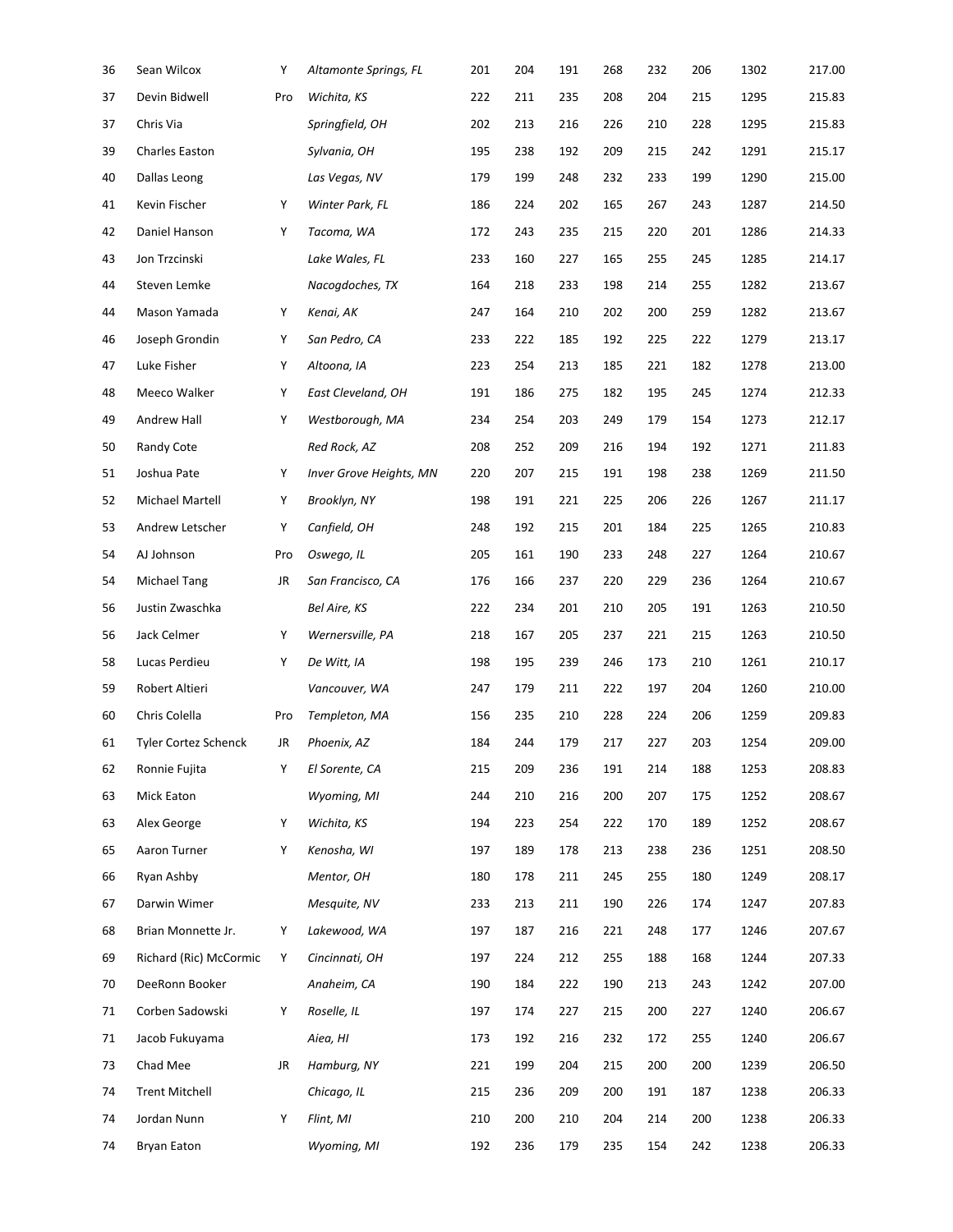| | | | | | | | | | | | |
|---|---|---|---|---|---|---|---|---|---|---|---|
| 36 | Sean Wilcox | Y | *Altamonte Springs, FL* | 201 | 204 | 191 | 268 | 232 | 206 | 1302 | 217.00 |
| 37 | Devin Bidwell | Pro | *Wichita, KS* | 222 | 211 | 235 | 208 | 204 | 215 | 1295 | 215.83 |
| 37 | Chris Via | | *Springfield, OH* | 202 | 213 | 216 | 226 | 210 | 228 | 1295 | 215.83 |
| 39 | Charles Easton | | *Sylvania, OH* | 195 | 238 | 192 | 209 | 215 | 242 | 1291 | 215.17 |
| 40 | Dallas Leong | | *Las Vegas, NV* | 179 | 199 | 248 | 232 | 233 | 199 | 1290 | 215.00 |
| 41 | Kevin Fischer | Y | *Winter Park, FL* | 186 | 224 | 202 | 165 | 267 | 243 | 1287 | 214.50 |
| 42 | Daniel Hanson | Y | *Tacoma, WA* | 172 | 243 | 235 | 215 | 220 | 201 | 1286 | 214.33 |
| 43 | Jon Trzcinski | | *Lake Wales, FL* | 233 | 160 | 227 | 165 | 255 | 245 | 1285 | 214.17 |
| 44 | Steven Lemke | | *Nacogdoches, TX* | 164 | 218 | 233 | 198 | 214 | 255 | 1282 | 213.67 |
| 44 | Mason Yamada | Y | *Kenai, AK* | 247 | 164 | 210 | 202 | 200 | 259 | 1282 | 213.67 |
| 46 | Joseph Grondin | Y | *San Pedro, CA* | 233 | 222 | 185 | 192 | 225 | 222 | 1279 | 213.17 |
| 47 | Luke Fisher | Y | *Altoona, IA* | 223 | 254 | 213 | 185 | 221 | 182 | 1278 | 213.00 |
| 48 | Meeco Walker | Y | *East Cleveland, OH* | 191 | 186 | 275 | 182 | 195 | 245 | 1274 | 212.33 |
| 49 | Andrew Hall | Y | *Westborough, MA* | 234 | 254 | 203 | 249 | 179 | 154 | 1273 | 212.17 |
| 50 | Randy Cote | | *Red Rock, AZ* | 208 | 252 | 209 | 216 | 194 | 192 | 1271 | 211.83 |
| 51 | Joshua Pate | Y | *Inver Grove Heights, MN* | 220 | 207 | 215 | 191 | 198 | 238 | 1269 | 211.50 |
| 52 | Michael Martell | Y | *Brooklyn, NY* | 198 | 191 | 221 | 225 | 206 | 226 | 1267 | 211.17 |
| 53 | Andrew Letscher | Y | *Canfield, OH* | 248 | 192 | 215 | 201 | 184 | 225 | 1265 | 210.83 |
| 54 | AJ Johnson | Pro | *Oswego, IL* | 205 | 161 | 190 | 233 | 248 | 227 | 1264 | 210.67 |
| 54 | Michael Tang | JR | *San Francisco, CA* | 176 | 166 | 237 | 220 | 229 | 236 | 1264 | 210.67 |
| 56 | Justin Zwaschka | | *Bel Aire, KS* | 222 | 234 | 201 | 210 | 205 | 191 | 1263 | 210.50 |
| 56 | Jack Celmer | Y | *Wernersville, PA* | 218 | 167 | 205 | 237 | 221 | 215 | 1263 | 210.50 |
| 58 | Lucas Perdieu | Y | *De Witt, IA* | 198 | 195 | 239 | 246 | 173 | 210 | 1261 | 210.17 |
| 59 | Robert Altieri | | *Vancouver, WA* | 247 | 179 | 211 | 222 | 197 | 204 | 1260 | 210.00 |
| 60 | Chris Colella | Pro | *Templeton, MA* | 156 | 235 | 210 | 228 | 224 | 206 | 1259 | 209.83 |
| 61 | Tyler Cortez Schenck | JR | *Phoenix, AZ* | 184 | 244 | 179 | 217 | 227 | 203 | 1254 | 209.00 |
| 62 | Ronnie Fujita | Y | *El Sorente, CA* | 215 | 209 | 236 | 191 | 214 | 188 | 1253 | 208.83 |
| 63 | Mick Eaton | | *Wyoming, MI* | 244 | 210 | 216 | 200 | 207 | 175 | 1252 | 208.67 |
| 63 | Alex George | Y | *Wichita, KS* | 194 | 223 | 254 | 222 | 170 | 189 | 1252 | 208.67 |
| 65 | Aaron Turner | Y | *Kenosha, WI* | 197 | 189 | 178 | 213 | 238 | 236 | 1251 | 208.50 |
| 66 | Ryan Ashby | | *Mentor, OH* | 180 | 178 | 211 | 245 | 255 | 180 | 1249 | 208.17 |
| 67 | Darwin Wimer | | *Mesquite, NV* | 233 | 213 | 211 | 190 | 226 | 174 | 1247 | 207.83 |
| 68 | Brian Monnette Jr. | Y | *Lakewood, WA* | 197 | 187 | 216 | 221 | 248 | 177 | 1246 | 207.67 |
| 69 | Richard (Ric) McCormic | Y | *Cincinnati, OH* | 197 | 224 | 212 | 255 | 188 | 168 | 1244 | 207.33 |
| 70 | DeeRonn Booker | | *Anaheim, CA* | 190 | 184 | 222 | 190 | 213 | 243 | 1242 | 207.00 |
| 71 | Corben Sadowski | Y | *Roselle, IL* | 197 | 174 | 227 | 215 | 200 | 227 | 1240 | 206.67 |
| 71 | Jacob Fukuyama | | *Aiea, HI* | 173 | 192 | 216 | 232 | 172 | 255 | 1240 | 206.67 |
| 73 | Chad Mee | JR | *Hamburg, NY* | 221 | 199 | 204 | 215 | 200 | 200 | 1239 | 206.50 |
| 74 | Trent Mitchell | | *Chicago, IL* | 215 | 236 | 209 | 200 | 191 | 187 | 1238 | 206.33 |
| 74 | Jordan Nunn | Y | *Flint, MI* | 210 | 200 | 210 | 204 | 214 | 200 | 1238 | 206.33 |
| 74 | Bryan Eaton | | *Wyoming, MI* | 192 | 236 | 179 | 235 | 154 | 242 | 1238 | 206.33 |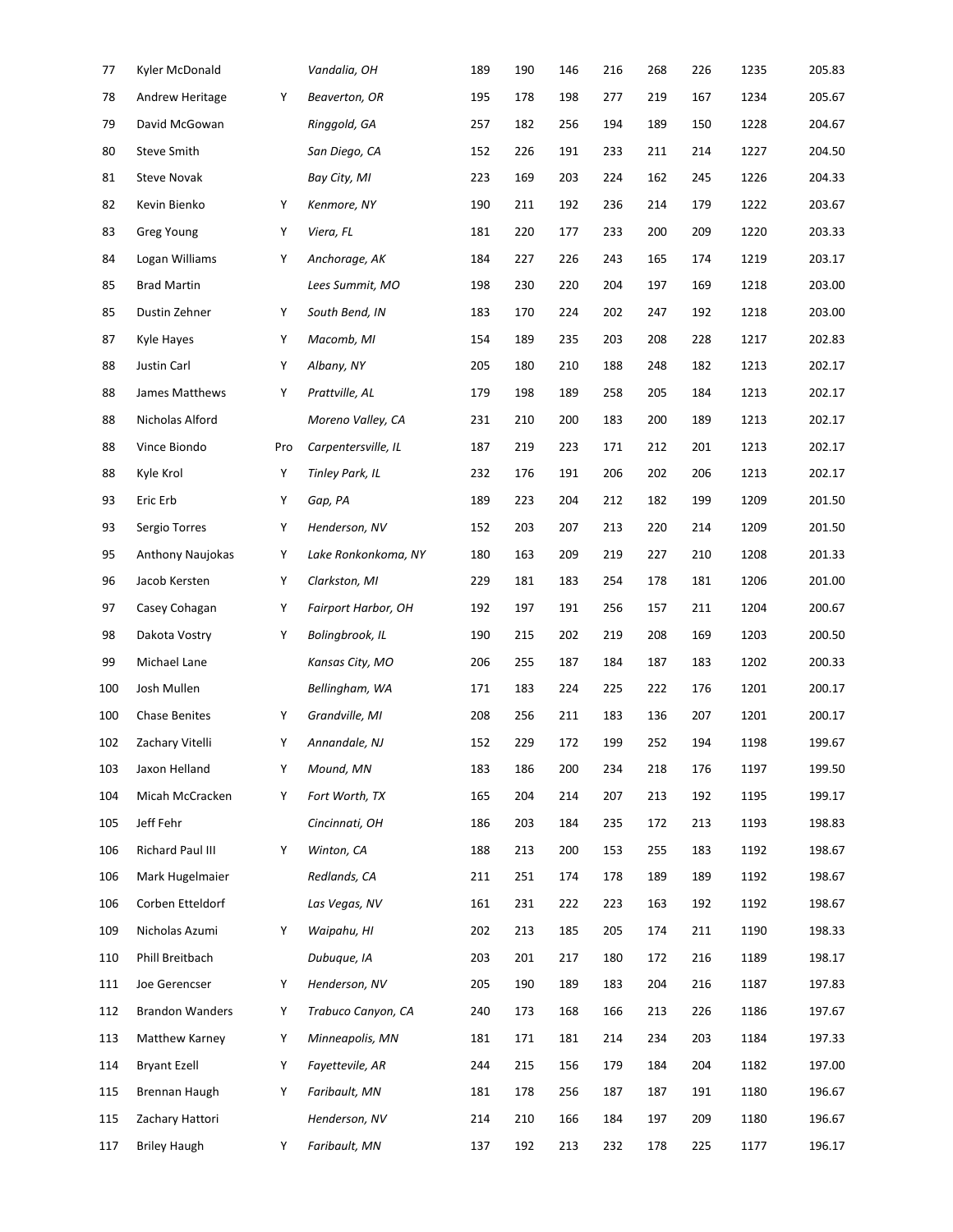| | | | | | | | | | | | |
|---|---|---|---|---|---|---|---|---|---|---|---|
| 77 | Kyler McDonald | | *Vandalia, OH* | 189 | 190 | 146 | 216 | 268 | 226 | 1235 | 205.83 |
| 78 | Andrew Heritage | Y | *Beaverton, OR* | 195 | 178 | 198 | 277 | 219 | 167 | 1234 | 205.67 |
| 79 | David McGowan | | *Ringgold, GA* | 257 | 182 | 256 | 194 | 189 | 150 | 1228 | 204.67 |
| 80 | Steve Smith | | *San Diego, CA* | 152 | 226 | 191 | 233 | 211 | 214 | 1227 | 204.50 |
| 81 | Steve Novak | | *Bay City, MI* | 223 | 169 | 203 | 224 | 162 | 245 | 1226 | 204.33 |
| 82 | Kevin Bienko | Y | *Kenmore, NY* | 190 | 211 | 192 | 236 | 214 | 179 | 1222 | 203.67 |
| 83 | Greg Young | Y | *Viera, FL* | 181 | 220 | 177 | 233 | 200 | 209 | 1220 | 203.33 |
| 84 | Logan Williams | Y | *Anchorage, AK* | 184 | 227 | 226 | 243 | 165 | 174 | 1219 | 203.17 |
| 85 | Brad Martin | | *Lees Summit, MO* | 198 | 230 | 220 | 204 | 197 | 169 | 1218 | 203.00 |
| 85 | Dustin Zehner | Y | *South Bend, IN* | 183 | 170 | 224 | 202 | 247 | 192 | 1218 | 203.00 |
| 87 | Kyle Hayes | Y | *Macomb, MI* | 154 | 189 | 235 | 203 | 208 | 228 | 1217 | 202.83 |
| 88 | Justin Carl | Y | *Albany, NY* | 205 | 180 | 210 | 188 | 248 | 182 | 1213 | 202.17 |
| 88 | James Matthews | Y | *Prattville, AL* | 179 | 198 | 189 | 258 | 205 | 184 | 1213 | 202.17 |
| 88 | Nicholas Alford | | *Moreno Valley, CA* | 231 | 210 | 200 | 183 | 200 | 189 | 1213 | 202.17 |
| 88 | Vince Biondo | Pro | *Carpentersville, IL* | 187 | 219 | 223 | 171 | 212 | 201 | 1213 | 202.17 |
| 88 | Kyle Krol | Y | *Tinley Park, IL* | 232 | 176 | 191 | 206 | 202 | 206 | 1213 | 202.17 |
| 93 | Eric Erb | Y | *Gap, PA* | 189 | 223 | 204 | 212 | 182 | 199 | 1209 | 201.50 |
| 93 | Sergio Torres | Y | *Henderson, NV* | 152 | 203 | 207 | 213 | 220 | 214 | 1209 | 201.50 |
| 95 | Anthony Naujokas | Y | *Lake Ronkonkoma, NY* | 180 | 163 | 209 | 219 | 227 | 210 | 1208 | 201.33 |
| 96 | Jacob Kersten | Y | *Clarkston, MI* | 229 | 181 | 183 | 254 | 178 | 181 | 1206 | 201.00 |
| 97 | Casey Cohagan | Y | *Fairport Harbor, OH* | 192 | 197 | 191 | 256 | 157 | 211 | 1204 | 200.67 |
| 98 | Dakota Vostry | Y | *Bolingbrook, IL* | 190 | 215 | 202 | 219 | 208 | 169 | 1203 | 200.50 |
| 99 | Michael Lane | | *Kansas City, MO* | 206 | 255 | 187 | 184 | 187 | 183 | 1202 | 200.33 |
| 100 | Josh Mullen | | *Bellingham, WA* | 171 | 183 | 224 | 225 | 222 | 176 | 1201 | 200.17 |
| 100 | Chase Benites | Y | *Grandville, MI* | 208 | 256 | 211 | 183 | 136 | 207 | 1201 | 200.17 |
| 102 | Zachary Vitelli | Y | *Annandale, NJ* | 152 | 229 | 172 | 199 | 252 | 194 | 1198 | 199.67 |
| 103 | Jaxon Helland | Y | *Mound, MN* | 183 | 186 | 200 | 234 | 218 | 176 | 1197 | 199.50 |
| 104 | Micah McCracken | Y | *Fort Worth, TX* | 165 | 204 | 214 | 207 | 213 | 192 | 1195 | 199.17 |
| 105 | Jeff Fehr | | *Cincinnati, OH* | 186 | 203 | 184 | 235 | 172 | 213 | 1193 | 198.83 |
| 106 | Richard Paul III | Y | *Winton, CA* | 188 | 213 | 200 | 153 | 255 | 183 | 1192 | 198.67 |
| 106 | Mark Hugelmaier | | *Redlands, CA* | 211 | 251 | 174 | 178 | 189 | 189 | 1192 | 198.67 |
| 106 | Corben Etteldorf | | *Las Vegas, NV* | 161 | 231 | 222 | 223 | 163 | 192 | 1192 | 198.67 |
| 109 | Nicholas Azumi | Y | *Waipahu, HI* | 202 | 213 | 185 | 205 | 174 | 211 | 1190 | 198.33 |
| 110 | Phill Breitbach | | *Dubuque, IA* | 203 | 201 | 217 | 180 | 172 | 216 | 1189 | 198.17 |
| 111 | Joe Gerencser | Y | *Henderson, NV* | 205 | 190 | 189 | 183 | 204 | 216 | 1187 | 197.83 |
| 112 | Brandon Wanders | Y | *Trabuco Canyon, CA* | 240 | 173 | 168 | 166 | 213 | 226 | 1186 | 197.67 |
| 113 | Matthew Karney | Y | *Minneapolis, MN* | 181 | 171 | 181 | 214 | 234 | 203 | 1184 | 197.33 |
| 114 | Bryant Ezell | Y | *Fayettevile, AR* | 244 | 215 | 156 | 179 | 184 | 204 | 1182 | 197.00 |
| 115 | Brennan Haugh | Y | *Faribault, MN* | 181 | 178 | 256 | 187 | 187 | 191 | 1180 | 196.67 |
| 115 | Zachary Hattori | | *Henderson, NV* | 214 | 210 | 166 | 184 | 197 | 209 | 1180 | 196.67 |
| 117 | Briley Haugh | Y | *Faribault, MN* | 137 | 192 | 213 | 232 | 178 | 225 | 1177 | 196.17 |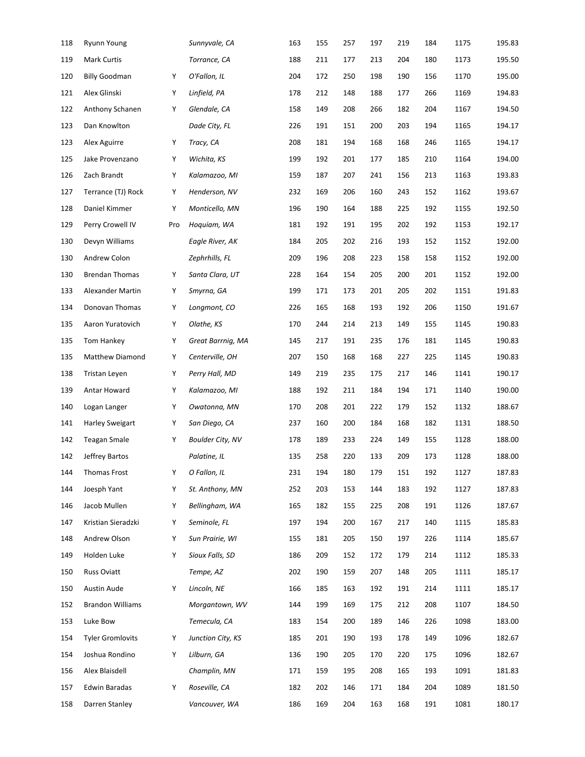| | | | | | | | | | | | |
|---|---|---|---|---|---|---|---|---|---|---|---|
| 118 | Ryunn Young | | *Sunnyvale, CA* | 163 | 155 | 257 | 197 | 219 | 184 | 1175 | 195.83 |
| 119 | Mark Curtis | | *Torrance, CA* | 188 | 211 | 177 | 213 | 204 | 180 | 1173 | 195.50 |
| 120 | Billy Goodman | Y | *O'Fallon, IL* | 204 | 172 | 250 | 198 | 190 | 156 | 1170 | 195.00 |
| 121 | Alex Glinski | Y | *Linfield, PA* | 178 | 212 | 148 | 188 | 177 | 266 | 1169 | 194.83 |
| 122 | Anthony Schanen | Y | *Glendale, CA* | 158 | 149 | 208 | 266 | 182 | 204 | 1167 | 194.50 |
| 123 | Dan Knowlton | | *Dade City, FL* | 226 | 191 | 151 | 200 | 203 | 194 | 1165 | 194.17 |
| 123 | Alex Aguirre | Y | *Tracy, CA* | 208 | 181 | 194 | 168 | 168 | 246 | 1165 | 194.17 |
| 125 | Jake Provenzano | Y | *Wichita, KS* | 199 | 192 | 201 | 177 | 185 | 210 | 1164 | 194.00 |
| 126 | Zach Brandt | Y | *Kalamazoo, MI* | 159 | 187 | 207 | 241 | 156 | 213 | 1163 | 193.83 |
| 127 | Terrance (TJ) Rock | Y | *Henderson, NV* | 232 | 169 | 206 | 160 | 243 | 152 | 1162 | 193.67 |
| 128 | Daniel Kimmer | Y | *Monticello, MN* | 196 | 190 | 164 | 188 | 225 | 192 | 1155 | 192.50 |
| 129 | Perry Crowell IV | Pro | *Hoquiam, WA* | 181 | 192 | 191 | 195 | 202 | 192 | 1153 | 192.17 |
| 130 | Devyn Williams | | *Eagle River, AK* | 184 | 205 | 202 | 216 | 193 | 152 | 1152 | 192.00 |
| 130 | Andrew Colon | | *Zephrhills, FL* | 209 | 196 | 208 | 223 | 158 | 158 | 1152 | 192.00 |
| 130 | Brendan Thomas | Y | *Santa Clara, UT* | 228 | 164 | 154 | 205 | 200 | 201 | 1152 | 192.00 |
| 133 | Alexander Martin | Y | *Smyrna, GA* | 199 | 171 | 173 | 201 | 205 | 202 | 1151 | 191.83 |
| 134 | Donovan Thomas | Y | *Longmont, CO* | 226 | 165 | 168 | 193 | 192 | 206 | 1150 | 191.67 |
| 135 | Aaron Yuratovich | Y | *Olathe, KS* | 170 | 244 | 214 | 213 | 149 | 155 | 1145 | 190.83 |
| 135 | Tom Hankey | Y | *Great Barrnig, MA* | 145 | 217 | 191 | 235 | 176 | 181 | 1145 | 190.83 |
| 135 | Matthew Diamond | Y | *Centerville, OH* | 207 | 150 | 168 | 168 | 227 | 225 | 1145 | 190.83 |
| 138 | Tristan Leyen | Y | *Perry Hall, MD* | 149 | 219 | 235 | 175 | 217 | 146 | 1141 | 190.17 |
| 139 | Antar Howard | Y | *Kalamazoo, MI* | 188 | 192 | 211 | 184 | 194 | 171 | 1140 | 190.00 |
| 140 | Logan Langer | Y | *Owatonna, MN* | 170 | 208 | 201 | 222 | 179 | 152 | 1132 | 188.67 |
| 141 | Harley Sweigart | Y | *San Diego, CA* | 237 | 160 | 200 | 184 | 168 | 182 | 1131 | 188.50 |
| 142 | Teagan Smale | Y | *Boulder City, NV* | 178 | 189 | 233 | 224 | 149 | 155 | 1128 | 188.00 |
| 142 | Jeffrey Bartos | | *Palatine, IL* | 135 | 258 | 220 | 133 | 209 | 173 | 1128 | 188.00 |
| 144 | Thomas Frost | Y | *O Fallon, IL* | 231 | 194 | 180 | 179 | 151 | 192 | 1127 | 187.83 |
| 144 | Joesph Yant | Y | *St. Anthony, MN* | 252 | 203 | 153 | 144 | 183 | 192 | 1127 | 187.83 |
| 146 | Jacob Mullen | Y | *Bellingham, WA* | 165 | 182 | 155 | 225 | 208 | 191 | 1126 | 187.67 |
| 147 | Kristian Sieradzki | Y | *Seminole, FL* | 197 | 194 | 200 | 167 | 217 | 140 | 1115 | 185.83 |
| 148 | Andrew Olson | Y | *Sun Prairie, WI* | 155 | 181 | 205 | 150 | 197 | 226 | 1114 | 185.67 |
| 149 | Holden Luke | Y | *Sioux Falls, SD* | 186 | 209 | 152 | 172 | 179 | 214 | 1112 | 185.33 |
| 150 | Russ Oviatt | | *Tempe, AZ* | 202 | 190 | 159 | 207 | 148 | 205 | 1111 | 185.17 |
| 150 | Austin Aude | Y | *Lincoln, NE* | 166 | 185 | 163 | 192 | 191 | 214 | 1111 | 185.17 |
| 152 | Brandon Williams | | *Morgantown, WV* | 144 | 199 | 169 | 175 | 212 | 208 | 1107 | 184.50 |
| 153 | Luke Bow | | *Temecula, CA* | 183 | 154 | 200 | 189 | 146 | 226 | 1098 | 183.00 |
| 154 | Tyler Gromlovits | Y | *Junction City, KS* | 185 | 201 | 190 | 193 | 178 | 149 | 1096 | 182.67 |
| 154 | Joshua Rondino | Y | *Lilburn, GA* | 136 | 190 | 205 | 170 | 220 | 175 | 1096 | 182.67 |
| 156 | Alex Blaisdell | | *Champlin, MN* | 171 | 159 | 195 | 208 | 165 | 193 | 1091 | 181.83 |
| 157 | Edwin Baradas | Y | *Roseville, CA* | 182 | 202 | 146 | 171 | 184 | 204 | 1089 | 181.50 |
| 158 | Darren Stanley | | *Vancouver, WA* | 186 | 169 | 204 | 163 | 168 | 191 | 1081 | 180.17 |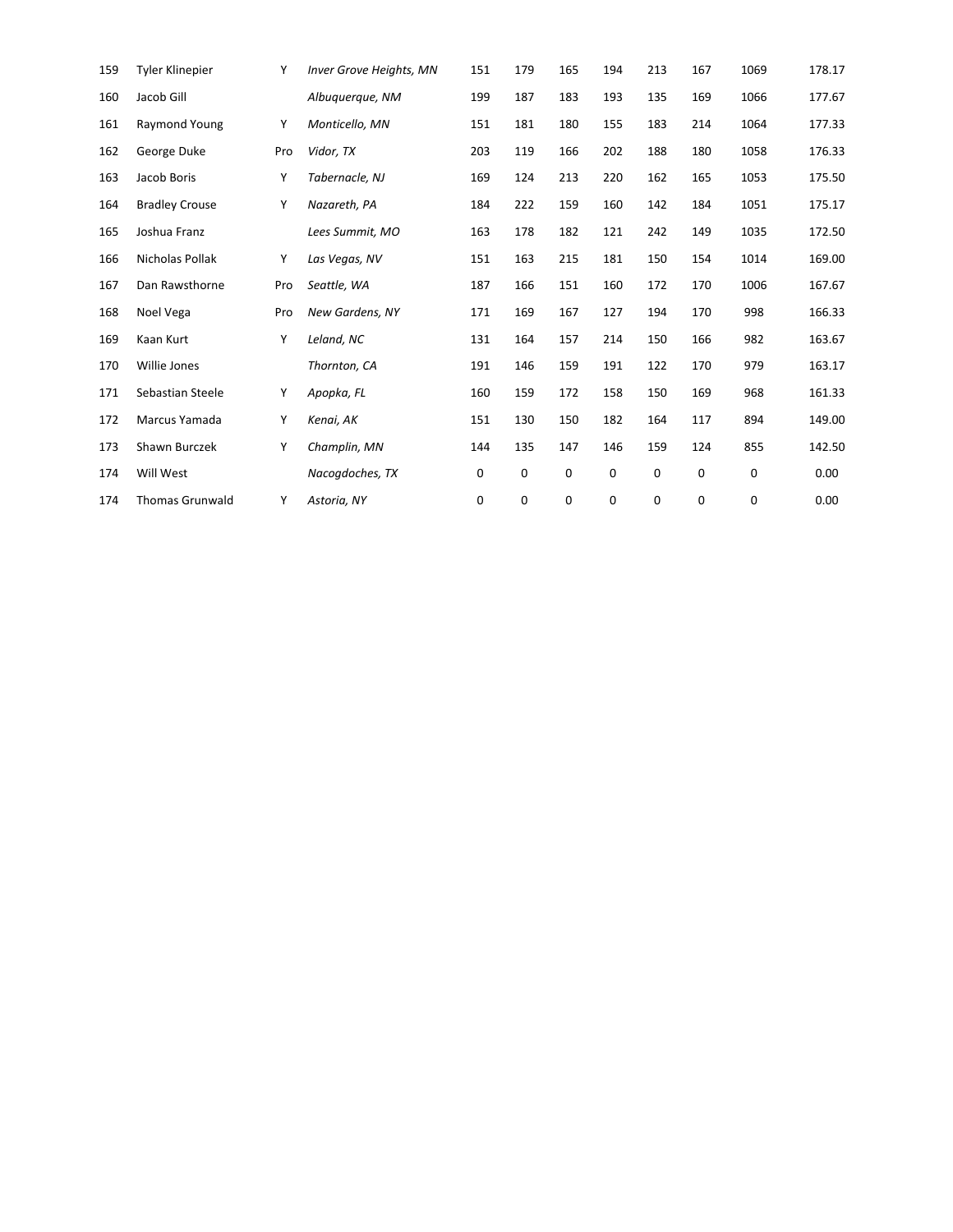| | | | | | | | | | | | |
|---|---|---|---|---|---|---|---|---|---|---|---|
| 159 | Tyler Klinepier | Y | *Inver Grove Heights, MN* | 151 | 179 | 165 | 194 | 213 | 167 | 1069 | 178.17 |
| 160 | Jacob Gill | | *Albuquerque, NM* | 199 | 187 | 183 | 193 | 135 | 169 | 1066 | 177.67 |
| 161 | Raymond Young | Y | *Monticello, MN* | 151 | 181 | 180 | 155 | 183 | 214 | 1064 | 177.33 |
| 162 | George Duke | Pro | *Vidor, TX* | 203 | 119 | 166 | 202 | 188 | 180 | 1058 | 176.33 |
| 163 | Jacob Boris | Y | *Tabernacle, NJ* | 169 | 124 | 213 | 220 | 162 | 165 | 1053 | 175.50 |
| 164 | Bradley Crouse | Y | *Nazareth, PA* | 184 | 222 | 159 | 160 | 142 | 184 | 1051 | 175.17 |
| 165 | Joshua Franz | | *Lees Summit, MO* | 163 | 178 | 182 | 121 | 242 | 149 | 1035 | 172.50 |
| 166 | Nicholas Pollak | Y | *Las Vegas, NV* | 151 | 163 | 215 | 181 | 150 | 154 | 1014 | 169.00 |
| 167 | Dan Rawsthorne | Pro | *Seattle, WA* | 187 | 166 | 151 | 160 | 172 | 170 | 1006 | 167.67 |
| 168 | Noel Vega | Pro | *New Gardens, NY* | 171 | 169 | 167 | 127 | 194 | 170 | 998 | 166.33 |
| 169 | Kaan Kurt | Y | *Leland, NC* | 131 | 164 | 157 | 214 | 150 | 166 | 982 | 163.67 |
| 170 | Willie Jones | | *Thornton, CA* | 191 | 146 | 159 | 191 | 122 | 170 | 979 | 163.17 |
| 171 | Sebastian Steele | Y | *Apopka, FL* | 160 | 159 | 172 | 158 | 150 | 169 | 968 | 161.33 |
| 172 | Marcus Yamada | Y | *Kenai, AK* | 151 | 130 | 150 | 182 | 164 | 117 | 894 | 149.00 |
| 173 | Shawn Burczek | Y | *Champlin, MN* | 144 | 135 | 147 | 146 | 159 | 124 | 855 | 142.50 |
| 174 | Will West | | *Nacogdoches, TX* | 0 | 0 | 0 | 0 | 0 | 0 | 0 | 0.00 |
| 174 | Thomas Grunwald | Y | *Astoria, NY* | 0 | 0 | 0 | 0 | 0 | 0 | 0 | 0.00 |